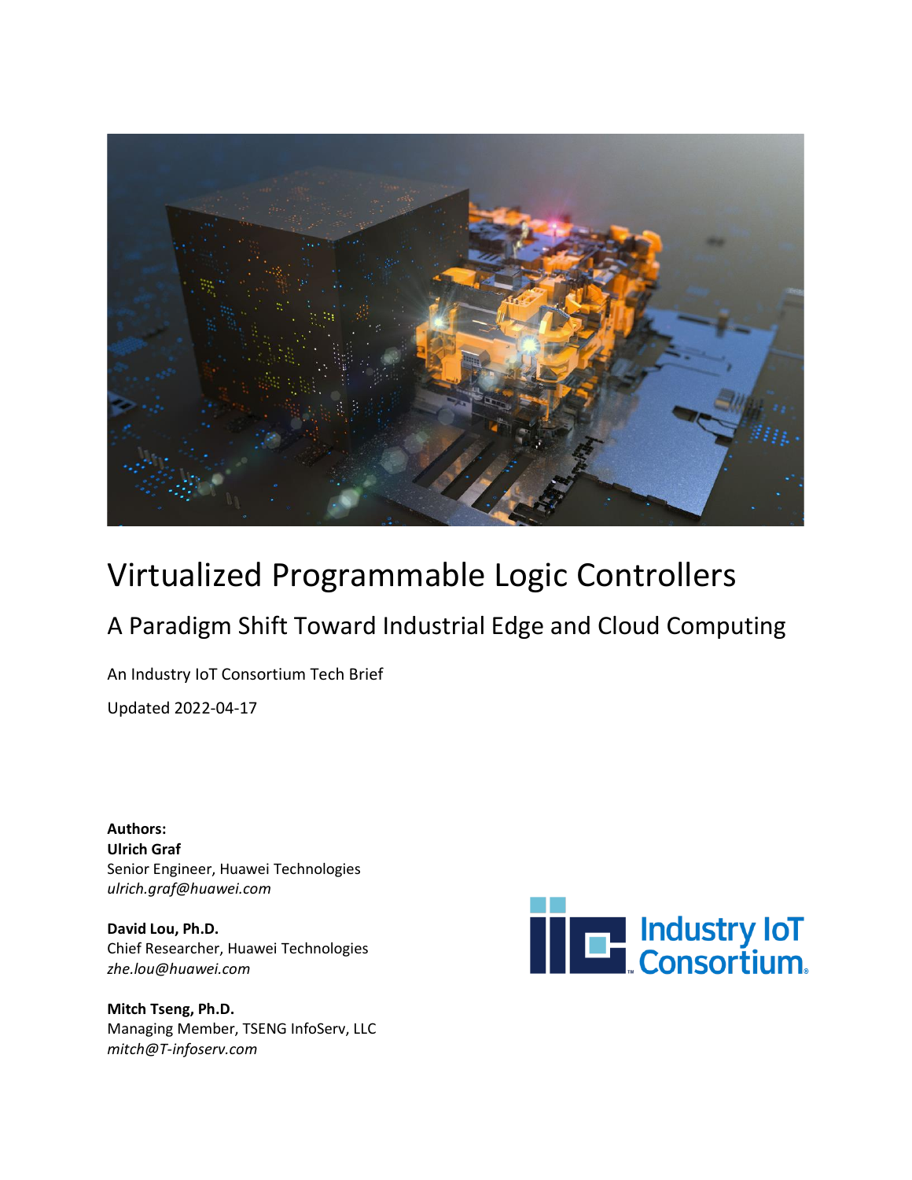# Virtualized Programmable Logic Controllers

## A Paradigm Shift Toward Industrial Edge and Cloud Computing

An Industry IoT Consortium Tech Brief

Updated 2022-04-17

**Authors:**

**Ulrich Graf**
Senior Engineer, Huawei Technologies
*ulrich.graf@huawei.com*

**David Lou, Ph.D.**
Chief Researcher, Huawei Technologies
*zhe.lou@huawei.com*

**Mitch Tseng, Ph.D.**
Managing Member, TSENG InfoServ, LLC
*mitch@T-infoserv.com*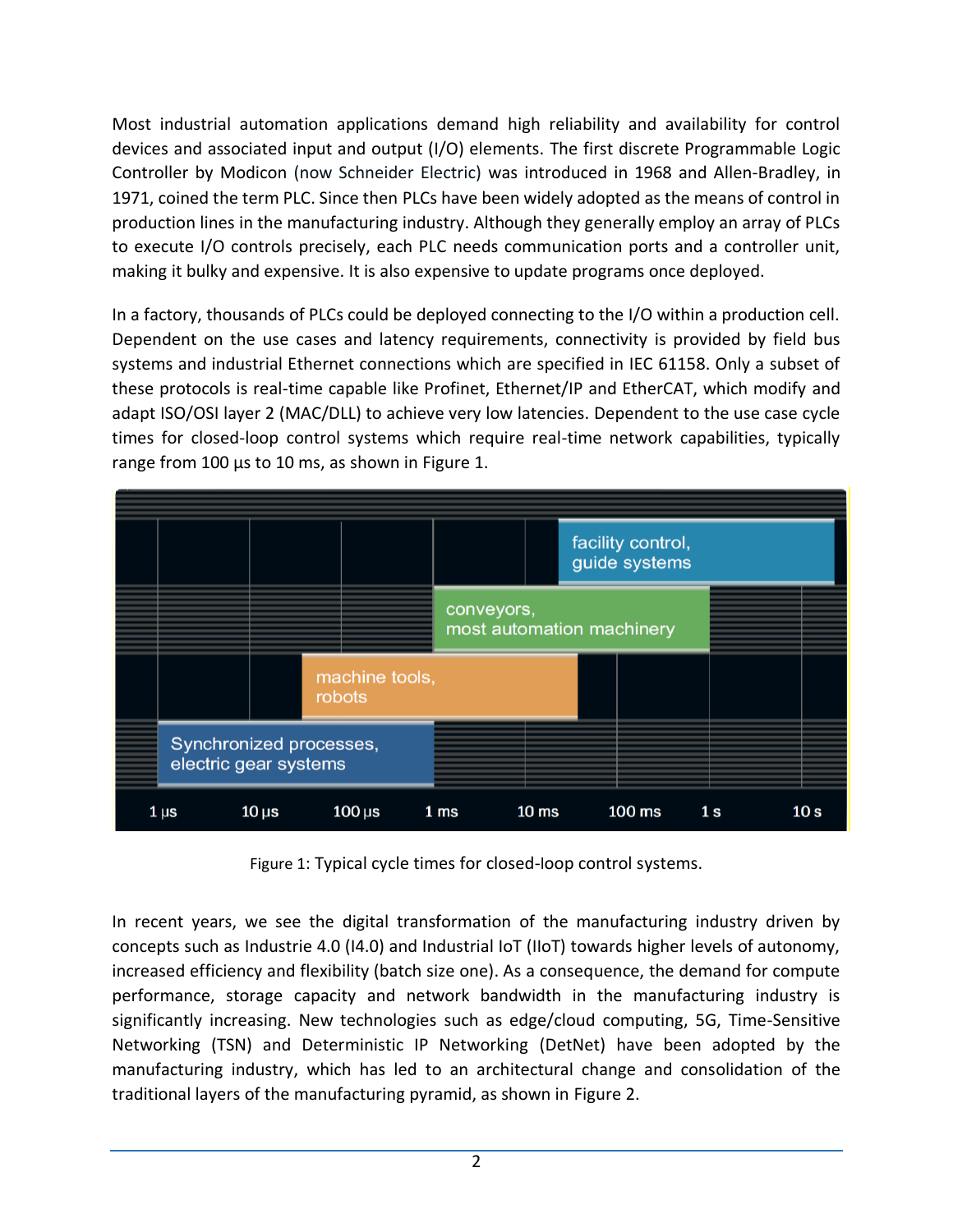Most industrial automation applications demand high reliability and availability for control devices and associated input and output (I/O) elements. The first discrete Programmable Logic Controller by Modicon (now Schneider Electric) was introduced in 1968 and Allen-Bradley, in 1971, coined the term PLC. Since then PLCs have been widely adopted as the means of control in production lines in the manufacturing industry. Although they generally employ an array of PLCs to execute I/O controls precisely, each PLC needs communication ports and a controller unit, making it bulky and expensive. It is also expensive to update programs once deployed.

In a factory, thousands of PLCs could be deployed connecting to the I/O within a production cell. Dependent on the use cases and latency requirements, connectivity is provided by field bus systems and industrial Ethernet connections which are specified in IEC 61158. Only a subset of these protocols is real-time capable like Profinet, Ethernet/IP and EtherCAT, which modify and adapt ISO/OSI layer 2 (MAC/DLL) to achieve very low latencies. Dependent to the use case cycle times for closed-loop control systems which require real-time network capabilities, typically range from 100 µs to 10 ms, as shown in Figure 1.

Figure 1: Typical cycle times for closed-loop control systems.

In recent years, we see the digital transformation of the manufacturing industry driven by concepts such as Industrie 4.0 (I4.0) and Industrial IoT (IIoT) towards higher levels of autonomy, increased efficiency and flexibility (batch size one). As a consequence, the demand for compute performance, storage capacity and network bandwidth in the manufacturing industry is significantly increasing. New technologies such as edge/cloud computing, 5G, Time-Sensitive Networking (TSN) and Deterministic IP Networking (DetNet) have been adopted by the manufacturing industry, which has led to an architectural change and consolidation of the traditional layers of the manufacturing pyramid, as shown in Figure 2.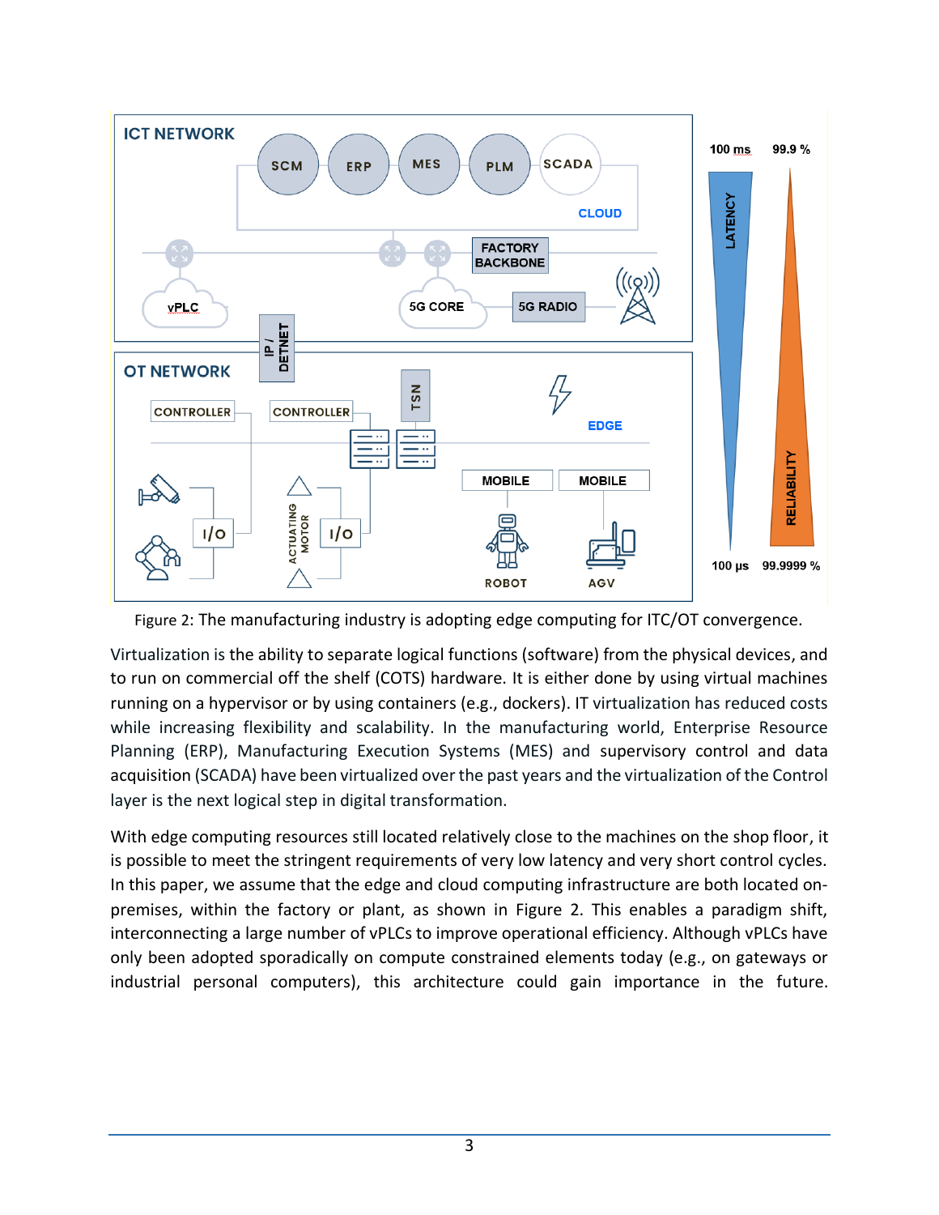Figure 2: The manufacturing industry is adopting edge computing for ITC/OT convergence.

Virtualization is the ability to separate logical functions (software) from the physical devices, and to run on commercial off the shelf (COTS) hardware. It is either done by using virtual machines running on a hypervisor or by using containers (e.g., dockers). IT virtualization has reduced costs while increasing flexibility and scalability. In the manufacturing world, Enterprise Resource Planning (ERP), Manufacturing Execution Systems (MES) and supervisory control and data acquisition (SCADA) have been virtualized over the past years and the virtualization of the Control layer is the next logical step in digital transformation.

With edge computing resources still located relatively close to the machines on the shop floor, it is possible to meet the stringent requirements of very low latency and very short control cycles. In this paper, we assume that the edge and cloud computing infrastructure are both located on-premises, within the factory or plant, as shown in Figure 2. This enables a paradigm shift, interconnecting a large number of vPLCs to improve operational efficiency. Although vPLCs have only been adopted sporadically on compute constrained elements today (e.g., on gateways or industrial personal computers), this architecture could gain importance in the future.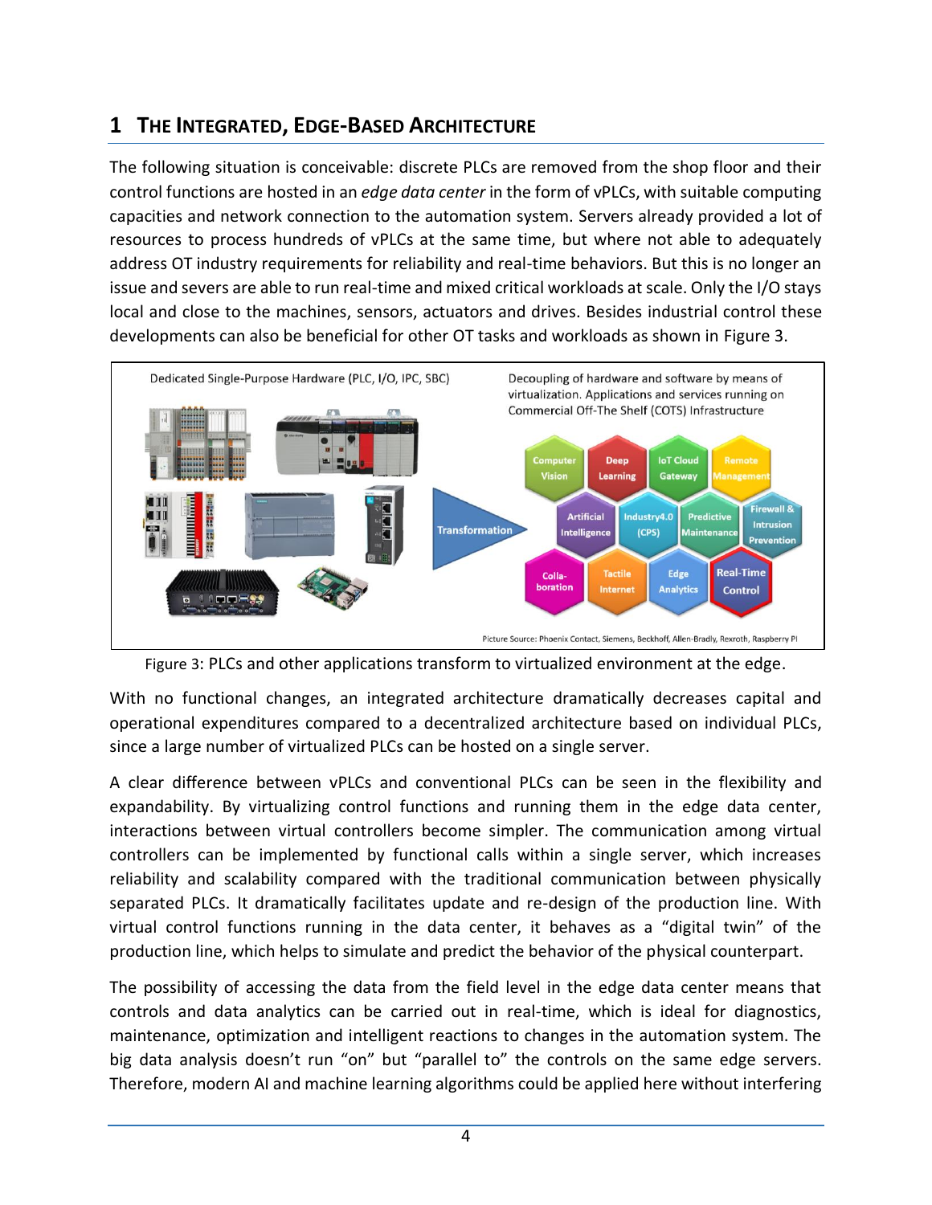## 1 The Integrated, Edge-Based Architecture

The following situation is conceivable: discrete PLCs are removed from the shop floor and their control functions are hosted in an *edge data center* in the form of vPLCs, with suitable computing capacities and network connection to the automation system. Servers already provided a lot of resources to process hundreds of vPLCs at the same time, but where not able to adequately address OT industry requirements for reliability and real-time behaviors. But this is no longer an issue and severs are able to run real-time and mixed critical workloads at scale. Only the I/O stays local and close to the machines, sensors, actuators and drives. Besides industrial control these developments can also be beneficial for other OT tasks and workloads as shown in Figure 3.

Figure 3: PLCs and other applications transform to virtualized environment at the edge.

With no functional changes, an integrated architecture dramatically decreases capital and operational expenditures compared to a decentralized architecture based on individual PLCs, since a large number of virtualized PLCs can be hosted on a single server.

A clear difference between vPLCs and conventional PLCs can be seen in the flexibility and expandability. By virtualizing control functions and running them in the edge data center, interactions between virtual controllers become simpler. The communication among virtual controllers can be implemented by functional calls within a single server, which increases reliability and scalability compared with the traditional communication between physically separated PLCs. It dramatically facilitates update and re-design of the production line. With virtual control functions running in the data center, it behaves as a "digital twin" of the production line, which helps to simulate and predict the behavior of the physical counterpart.

The possibility of accessing the data from the field level in the edge data center means that controls and data analytics can be carried out in real-time, which is ideal for diagnostics, maintenance, optimization and intelligent reactions to changes in the automation system. The big data analysis doesn't run "on" but "parallel to" the controls on the same edge servers. Therefore, modern AI and machine learning algorithms could be applied here without interfering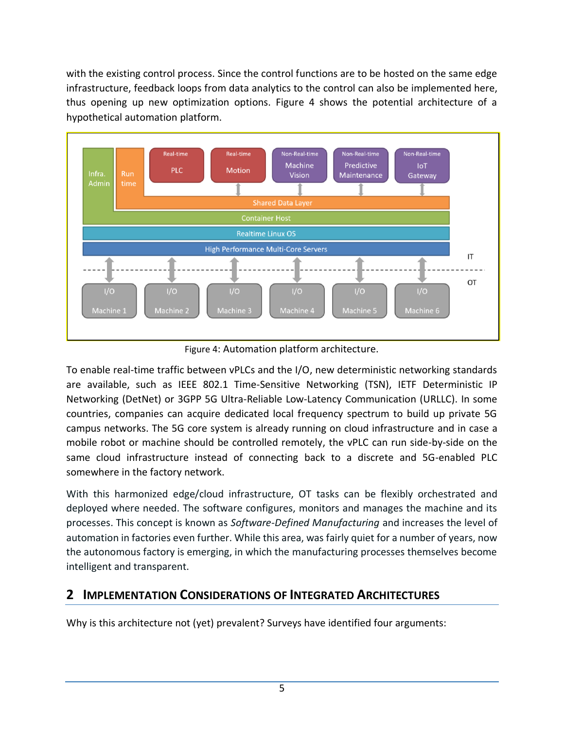with the existing control process. Since the control functions are to be hosted on the same edge infrastructure, feedback loops from data analytics to the control can also be implemented here, thus opening up new optimization options. Figure 4 shows the potential architecture of a hypothetical automation platform.

Figure 4: Automation platform architecture.

To enable real-time traffic between vPLCs and the I/O, new deterministic networking standards are available, such as IEEE 802.1 Time-Sensitive Networking (TSN), IETF Deterministic IP Networking (DetNet) or 3GPP 5G Ultra-Reliable Low-Latency Communication (URLLC). In some countries, companies can acquire dedicated local frequency spectrum to build up private 5G campus networks. The 5G core system is already running on cloud infrastructure and in case a mobile robot or machine should be controlled remotely, the vPLC can run side-by-side on the same cloud infrastructure instead of connecting back to a discrete and 5G-enabled PLC somewhere in the factory network.

With this harmonized edge/cloud infrastructure, OT tasks can be flexibly orchestrated and deployed where needed. The software configures, monitors and manages the machine and its processes. This concept is known as *Software-Defined Manufacturing* and increases the level of automation in factories even further. While this area, was fairly quiet for a number of years, now the autonomous factory is emerging, in which the manufacturing processes themselves become intelligent and transparent.

## 2 Implementation Considerations of Integrated Architectures

Why is this architecture not (yet) prevalent? Surveys have identified four arguments: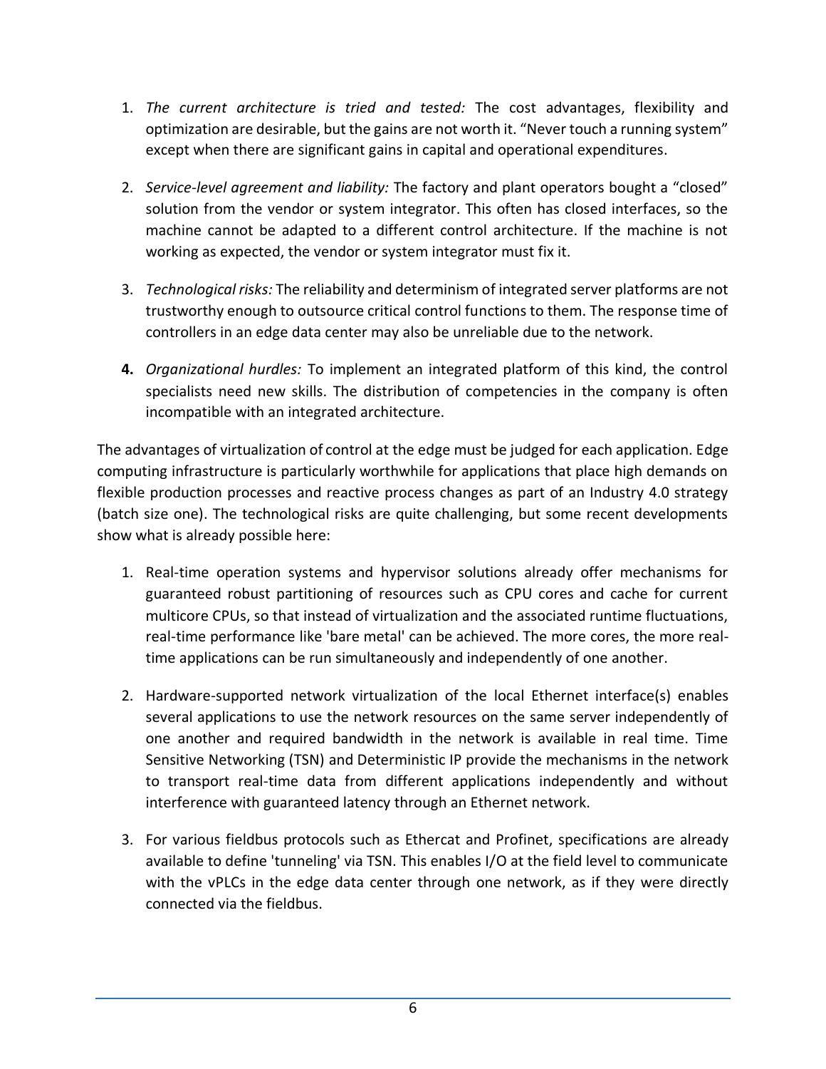1. *The current architecture is tried and tested:* The cost advantages, flexibility and optimization are desirable, but the gains are not worth it. “Never touch a running system” except when there are significant gains in capital and operational expenditures.

2. *Service-level agreement and liability:* The factory and plant operators bought a “closed” solution from the vendor or system integrator. This often has closed interfaces, so the machine cannot be adapted to a different control architecture. If the machine is not working as expected, the vendor or system integrator must fix it.

3. *Technological risks:* The reliability and determinism of integrated server platforms are not trustworthy enough to outsource critical control functions to them. The response time of controllers in an edge data center may also be unreliable due to the network.

4. *Organizational hurdles:* To implement an integrated platform of this kind, the control specialists need new skills. The distribution of competencies in the company is often incompatible with an integrated architecture.

The advantages of virtualization of control at the edge must be judged for each application. Edge computing infrastructure is particularly worthwhile for applications that place high demands on flexible production processes and reactive process changes as part of an Industry 4.0 strategy (batch size one). The technological risks are quite challenging, but some recent developments show what is already possible here:

1. Real-time operation systems and hypervisor solutions already offer mechanisms for guaranteed robust partitioning of resources such as CPU cores and cache for current multicore CPUs, so that instead of virtualization and the associated runtime fluctuations, real-time performance like 'bare metal' can be achieved. The more cores, the more real-time applications can be run simultaneously and independently of one another.

2. Hardware-supported network virtualization of the local Ethernet interface(s) enables several applications to use the network resources on the same server independently of one another and required bandwidth in the network is available in real time. Time Sensitive Networking (TSN) and Deterministic IP provide the mechanisms in the network to transport real-time data from different applications independently and without interference with guaranteed latency through an Ethernet network.

3. For various fieldbus protocols such as Ethercat and Profinet, specifications are already available to define 'tunneling' via TSN. This enables I/O at the field level to communicate with the vPLCs in the edge data center through one network, as if they were directly connected via the fieldbus.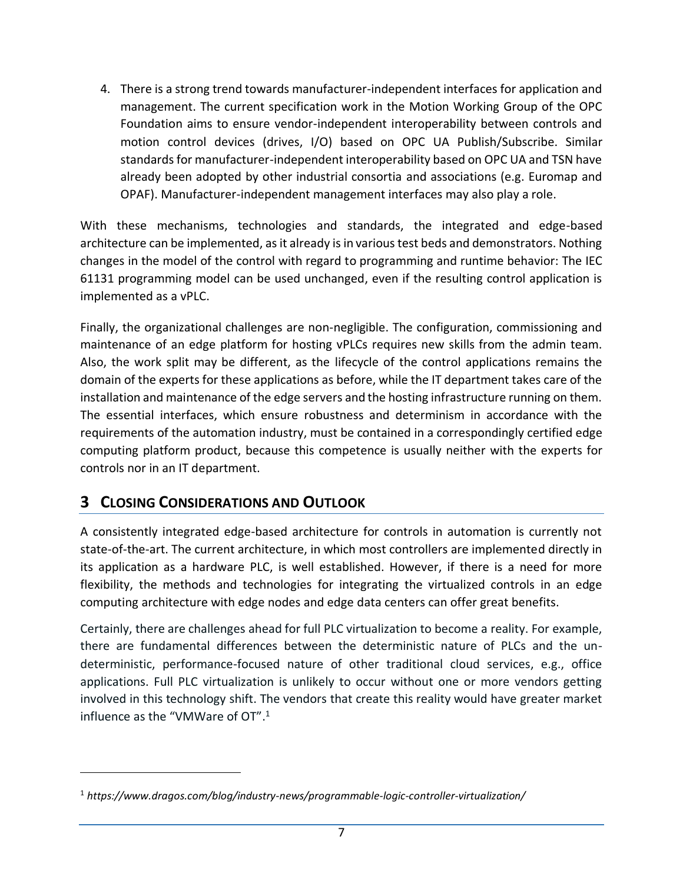4. There is a strong trend towards manufacturer-independent interfaces for application and management. The current specification work in the Motion Working Group of the OPC Foundation aims to ensure vendor-independent interoperability between controls and motion control devices (drives, I/O) based on OPC UA Publish/Subscribe. Similar standards for manufacturer-independent interoperability based on OPC UA and TSN have already been adopted by other industrial consortia and associations (e.g. Euromap and OPAF). Manufacturer-independent management interfaces may also play a role.

With these mechanisms, technologies and standards, the integrated and edge-based architecture can be implemented, as it already is in various test beds and demonstrators. Nothing changes in the model of the control with regard to programming and runtime behavior: The IEC 61131 programming model can be used unchanged, even if the resulting control application is implemented as a vPLC.

Finally, the organizational challenges are non-negligible. The configuration, commissioning and maintenance of an edge platform for hosting vPLCs requires new skills from the admin team. Also, the work split may be different, as the lifecycle of the control applications remains the domain of the experts for these applications as before, while the IT department takes care of the installation and maintenance of the edge servers and the hosting infrastructure running on them. The essential interfaces, which ensure robustness and determinism in accordance with the requirements of the automation industry, must be contained in a correspondingly certified edge computing platform product, because this competence is usually neither with the experts for controls nor in an IT department.

## 3 Closing Considerations and Outlook

A consistently integrated edge-based architecture for controls in automation is currently not state-of-the-art. The current architecture, in which most controllers are implemented directly in its application as a hardware PLC, is well established. However, if there is a need for more flexibility, the methods and technologies for integrating the virtualized controls in an edge computing architecture with edge nodes and edge data centers can offer great benefits.

Certainly, there are challenges ahead for full PLC virtualization to become a reality. For example, there are fundamental differences between the deterministic nature of PLCs and the un-deterministic, performance-focused nature of other traditional cloud services, e.g., office applications. Full PLC virtualization is unlikely to occur without one or more vendors getting involved in this technology shift. The vendors that create this reality would have greater market influence as the "VMWare of OT".[1]

---

[1] *https://www.dragos.com/blog/industry-news/programmable-logic-controller-virtualization/*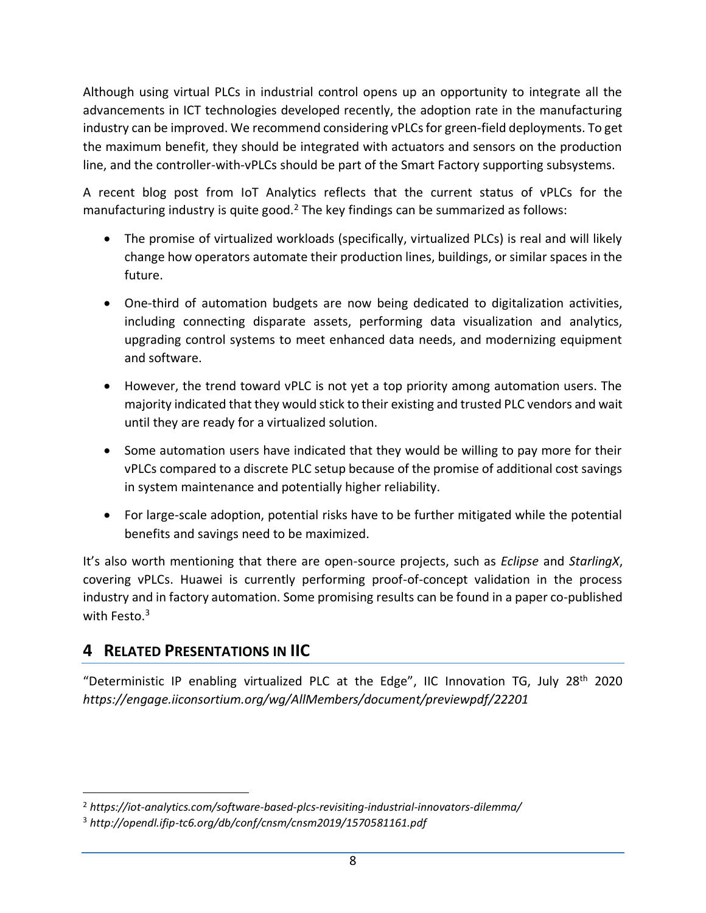Although using virtual PLCs in industrial control opens up an opportunity to integrate all the advancements in ICT technologies developed recently, the adoption rate in the manufacturing industry can be improved. We recommend considering vPLCs for green-field deployments. To get the maximum benefit, they should be integrated with actuators and sensors on the production line, and the controller-with-vPLCs should be part of the Smart Factory supporting subsystems.

A recent blog post from IoT Analytics reflects that the current status of vPLCs for the manufacturing industry is quite good.[2] The key findings can be summarized as follows:

- The promise of virtualized workloads (specifically, virtualized PLCs) is real and will likely change how operators automate their production lines, buildings, or similar spaces in the future.
- One-third of automation budgets are now being dedicated to digitalization activities, including connecting disparate assets, performing data visualization and analytics, upgrading control systems to meet enhanced data needs, and modernizing equipment and software.
- However, the trend toward vPLC is not yet a top priority among automation users. The majority indicated that they would stick to their existing and trusted PLC vendors and wait until they are ready for a virtualized solution.
- Some automation users have indicated that they would be willing to pay more for their vPLCs compared to a discrete PLC setup because of the promise of additional cost savings in system maintenance and potentially higher reliability.
- For large-scale adoption, potential risks have to be further mitigated while the potential benefits and savings need to be maximized.

It's also worth mentioning that there are open-source projects, such as *Eclipse* and *StarlingX*, covering vPLCs. Huawei is currently performing proof-of-concept validation in the process industry and in factory automation. Some promising results can be found in a paper co-published with Festo.[3]

# 4 Related Presentations in IIC

"Deterministic IP enabling virtualized PLC at the Edge", IIC Innovation TG, July 28th 2020 *https://engage.iiconsortium.org/wg/AllMembers/document/previewpdf/22201*

---

[2] *https://iot-analytics.com/software-based-plcs-revisiting-industrial-innovators-dilemma/*

[3] *http://opendl.ifip-tc6.org/db/conf/cnsm/cnsm2019/1570581161.pdf*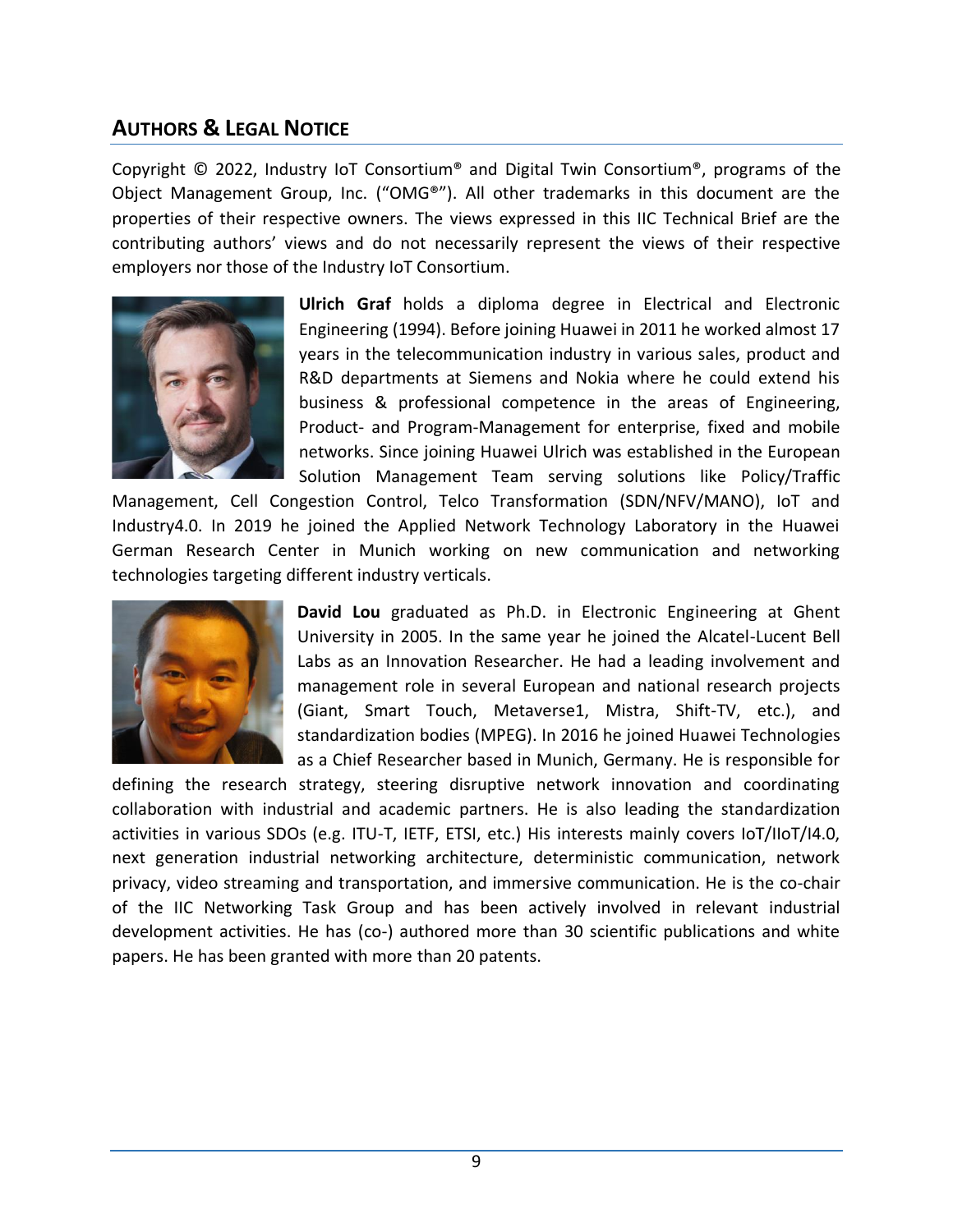## AUTHORS & LEGAL NOTICE

Copyright © 2022, Industry IoT Consortium® and Digital Twin Consortium®, programs of the Object Management Group, Inc. ("OMG®"). All other trademarks in this document are the properties of their respective owners. The views expressed in this IIC Technical Brief are the contributing authors' views and do not necessarily represent the views of their respective employers nor those of the Industry IoT Consortium.

**Ulrich Graf** holds a diploma degree in Electrical and Electronic Engineering (1994). Before joining Huawei in 2011 he worked almost 17 years in the telecommunication industry in various sales, product and R&D departments at Siemens and Nokia where he could extend his business & professional competence in the areas of Engineering, Product- and Program-Management for enterprise, fixed and mobile networks. Since joining Huawei Ulrich was established in the European Solution Management Team serving solutions like Policy/Traffic Management, Cell Congestion Control, Telco Transformation (SDN/NFV/MANO), IoT and Industry4.0. In 2019 he joined the Applied Network Technology Laboratory in the Huawei German Research Center in Munich working on new communication and networking technologies targeting different industry verticals.

**David Lou** graduated as Ph.D. in Electronic Engineering at Ghent University in 2005. In the same year he joined the Alcatel-Lucent Bell Labs as an Innovation Researcher. He had a leading involvement and management role in several European and national research projects (Giant, Smart Touch, Metaverse1, Mistra, Shift-TV, etc.), and standardization bodies (MPEG). In 2016 he joined Huawei Technologies as a Chief Researcher based in Munich, Germany. He is responsible for defining the research strategy, steering disruptive network innovation and coordinating collaboration with industrial and academic partners. He is also leading the standardization activities in various SDOs (e.g. ITU-T, IETF, ETSI, etc.) His interests mainly covers IoT/IIoT/I4.0, next generation industrial networking architecture, deterministic communication, network privacy, video streaming and transportation, and immersive communication. He is the co-chair of the IIC Networking Task Group and has been actively involved in relevant industrial development activities. He has (co-) authored more than 30 scientific publications and white papers. He has been granted with more than 20 patents.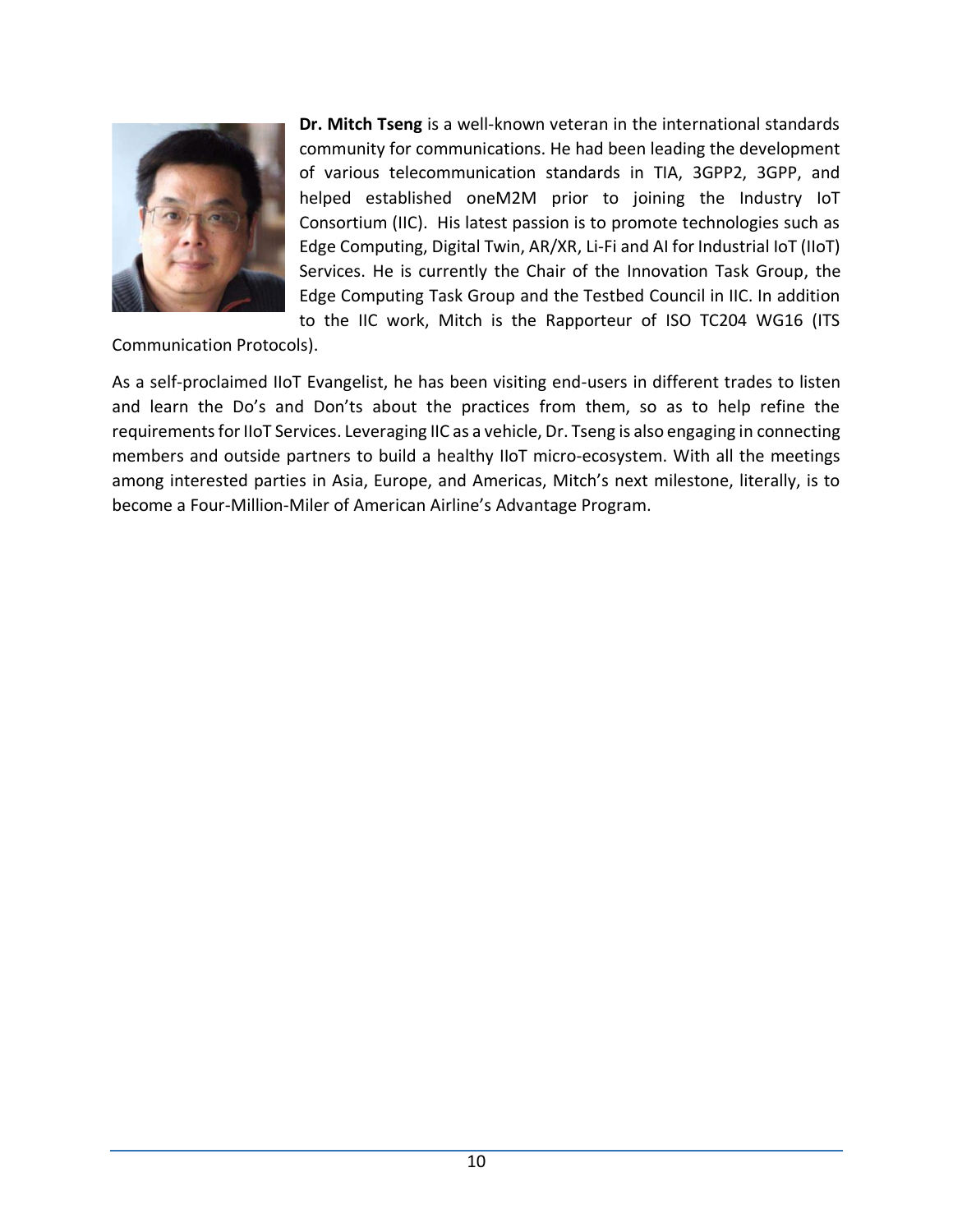**Dr. Mitch Tseng** is a well-known veteran in the international standards community for communications. He had been leading the development of various telecommunication standards in TIA, 3GPP2, 3GPP, and helped established oneM2M prior to joining the Industry IoT Consortium (IIC). His latest passion is to promote technologies such as Edge Computing, Digital Twin, AR/XR, Li-Fi and AI for Industrial IoT (IIoT) Services. He is currently the Chair of the Innovation Task Group, the Edge Computing Task Group and the Testbed Council in IIC. In addition to the IIC work, Mitch is the Rapporteur of ISO TC204 WG16 (ITS Communication Protocols).

As a self-proclaimed IIoT Evangelist, he has been visiting end-users in different trades to listen and learn the Do's and Don'ts about the practices from them, so as to help refine the requirements for IIoT Services. Leveraging IIC as a vehicle, Dr. Tseng is also engaging in connecting members and outside partners to build a healthy IIoT micro-ecosystem. With all the meetings among interested parties in Asia, Europe, and Americas, Mitch's next milestone, literally, is to become a Four-Million-Miler of American Airline's Advantage Program.